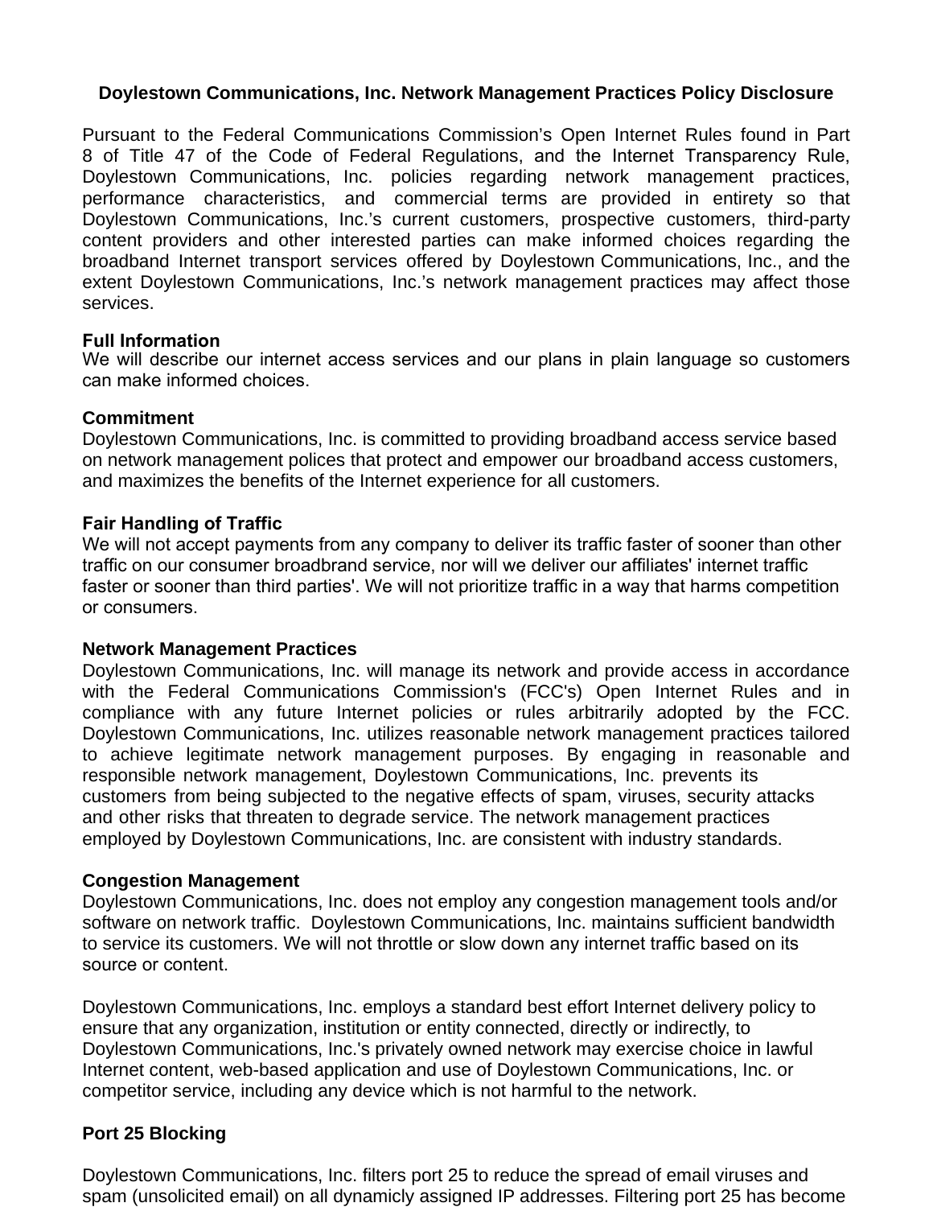# Doylestown Communications, Inc. Network Management Practices Policy Disclosure

Pursuant to the Federal Communications Commission's Open Internet Rules found in Part 8 of Title 47 of the Code of Federal Regulations, and the Internet Transparency Rule, Doylestown Communications, Inc. policies regarding network management practices, performance characteristics, and commercial terms are provided in entirety so that Doylestown Communications, Inc.'s current customers, prospective customers, third-party content providers and other interested parties can make informed choices regarding the broadband Internet transport services offered by Doylestown Communications, Inc., and the extent Doylestown Communications, Inc.'s network management practices may affect those services.

### Full Information

We will describe our internet access services and our plans in plain language so customers can make informed choices.

### Commitment

Doylestown Communications, Inc. is committed to providing broadband access service based on network management polices that protect and empower our broadband access customers, and maximizes the benefits of the Internet experience for all customers.

### Fair Handling of Traffic

We will not accept payments from any company to deliver its traffic faster of sooner than other traffic on our consumer broadbrand service, nor will we deliver our affiliates' internet traffic faster or sooner than third parties'. We will not prioritize traffic in a way that harms competition or consumers.

### Network Management Practices

Doylestown Communications, Inc. will manage its network and provide access in accordance with the Federal Communications Commission's (FCC's) Open Internet Rules and in compliance with any future Internet policies or rules arbitrarily adopted by the FCC. Doylestown Communications, Inc. utilizes reasonable network management practices tailored to achieve legitimate network management purposes. By engaging in reasonable and responsible network management, Doylestown Communications, Inc. prevents its customers from being subjected to the negative effects of spam, viruses, security attacks and other risks that threaten to degrade service. The network management practices employed by Doylestown Communications, Inc. are consistent with industry standards.

### Congestion Management

Doylestown Communications, Inc. does not employ any congestion management tools and/or software on network traffic. Doylestown Communications, Inc. maintains sufficient bandwidth to service its customers. We will not throttle or slow down any internet traffic based on its source or content.

Doylestown Communications, Inc. employs a standard best effort Internet delivery policy to ensure that any organization, institution or entity connected, directly or indirectly, to Doylestown Communications, Inc.'s privately owned network may exercise choice in lawful Internet content, web-based application and use of Doylestown Communications, Inc. or competitor service, including any device which is not harmful to the network.

### Port 25 Blocking

Doylestown Communications, Inc. filters port 25 to reduce the spread of email viruses and spam (unsolicited email) on all dynamicly assigned IP addresses. Filtering port 25 has become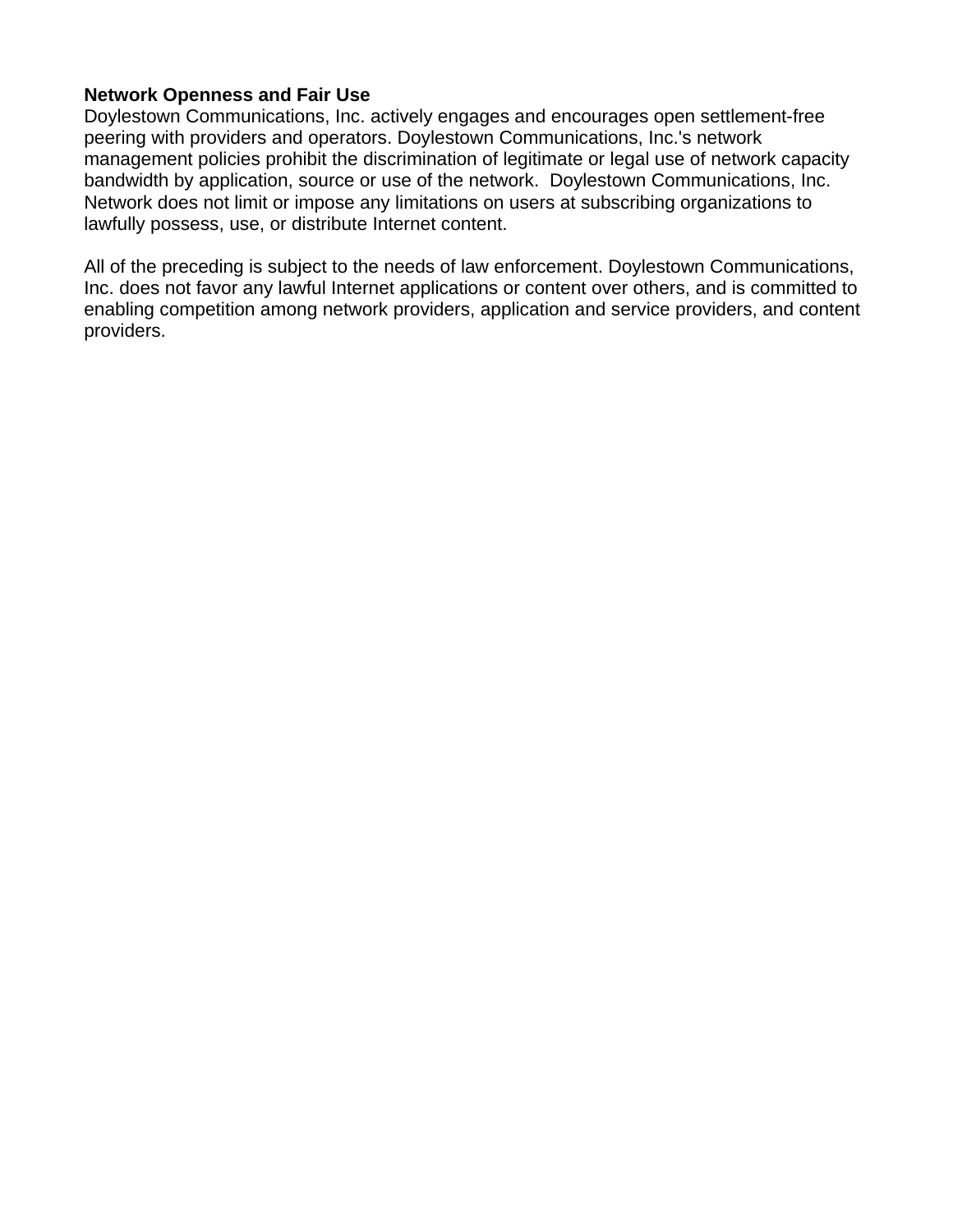**Network Openness and Fair Use**
Doylestown Communications, Inc. actively engages and encourages open settlement-free peering with providers and operators. Doylestown Communications, Inc.'s network management policies prohibit the discrimination of legitimate or legal use of network capacity bandwidth by application, source or use of the network. Doylestown Communications, Inc. Network does not limit or impose any limitations on users at subscribing organizations to lawfully possess, use, or distribute Internet content.

All of the preceding is subject to the needs of law enforcement. Doylestown Communications, Inc. does not favor any lawful Internet applications or content over others, and is committed to enabling competition among network providers, application and service providers, and content providers.